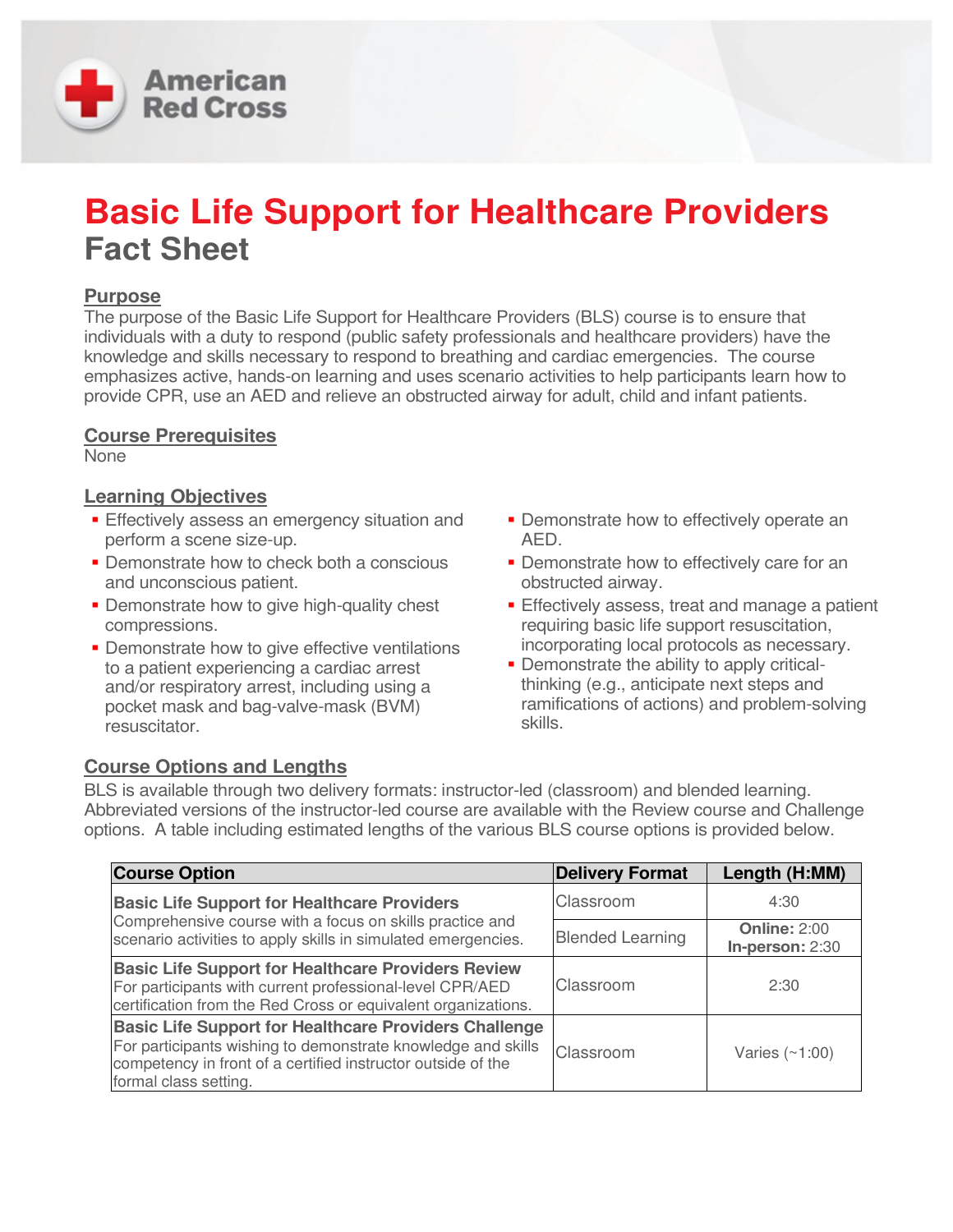American Red Cross

# Basic Life Support for Healthcare Providers
## Fact Sheet

### Purpose

The purpose of the Basic Life Support for Healthcare Providers (BLS) course is to ensure that individuals with a duty to respond (public safety professionals and healthcare providers) have the knowledge and skills necessary to respond to breathing and cardiac emergencies. The course emphasizes active, hands-on learning and uses scenario activities to help participants learn how to provide CPR, use an AED and relieve an obstructed airway for adult, child and infant patients.

### Course Prerequisites

None

### Learning Objectives

- Effectively assess an emergency situation and perform a scene size-up.
- Demonstrate how to check both a conscious and unconscious patient.
- Demonstrate how to give high-quality chest compressions.
- Demonstrate how to give effective ventilations to a patient experiencing a cardiac arrest and/or respiratory arrest, including using a pocket mask and bag-valve-mask (BVM) resuscitator.
- Demonstrate how to effectively operate an AED.
- Demonstrate how to effectively care for an obstructed airway.
- Effectively assess, treat and manage a patient requiring basic life support resuscitation, incorporating local protocols as necessary.
- Demonstrate the ability to apply critical-thinking (e.g., anticipate next steps and ramifications of actions) and problem-solving skills.

### Course Options and Lengths

BLS is available through two delivery formats: instructor-led (classroom) and blended learning. Abbreviated versions of the instructor-led course are available with the Review course and Challenge options. A table including estimated lengths of the various BLS course options is provided below.

| Course Option | Delivery Format | Length (H:MM) |
|---|---|---|
| **Basic Life Support for Healthcare Providers** Comprehensive course with a focus on skills practice and scenario activities to apply skills in simulated emergencies. | Classroom | 4:30 |
| | Blended Learning | **Online:** 2:00 **In-person:** 2:30 |
| **Basic Life Support for Healthcare Providers Review** For participants with current professional-level CPR/AED certification from the Red Cross or equivalent organizations. | Classroom | 2:30 |
| **Basic Life Support for Healthcare Providers Challenge** For participants wishing to demonstrate knowledge and skills competency in front of a certified instructor outside of the formal class setting. | Classroom | Varies (~1:00) |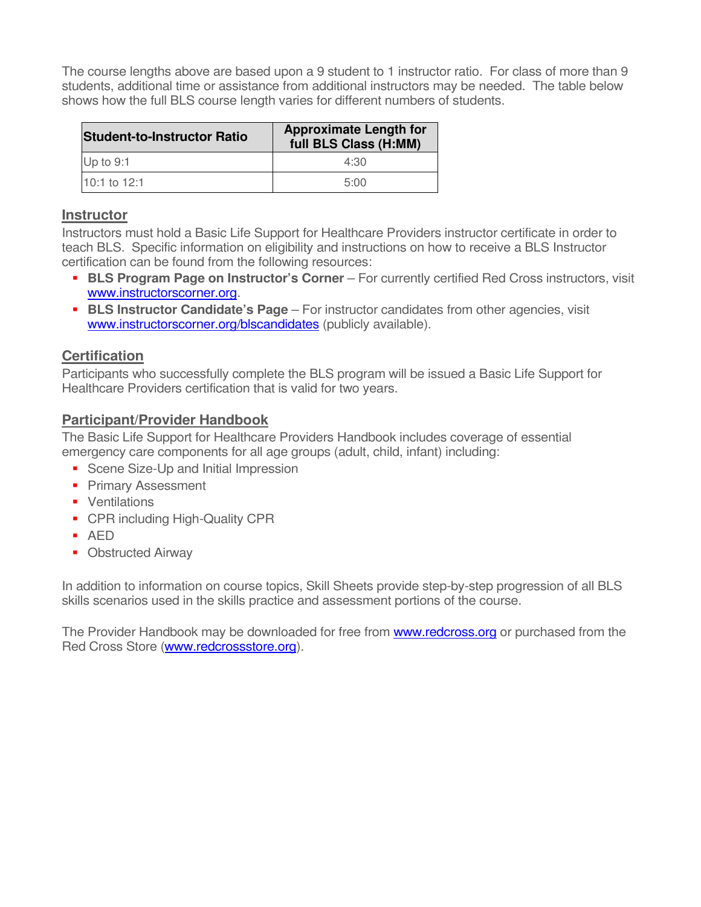The course lengths above are based upon a 9 student to 1 instructor ratio. For class of more than 9 students, additional time or assistance from additional instructors may be needed. The table below shows how the full BLS course length varies for different numbers of students.

| Student-to-Instructor Ratio | Approximate Length for full BLS Class (H:MM) |
| --- | --- |
| Up to 9:1 | 4:30 |
| 10:1 to 12:1 | 5:00 |

## Instructor

Instructors must hold a Basic Life Support for Healthcare Providers instructor certificate in order to teach BLS. Specific information on eligibility and instructions on how to receive a BLS Instructor certification can be found from the following resources:

- **BLS Program Page on Instructor's Corner** – For currently certified Red Cross instructors, visit www.instructorscorner.org.
- **BLS Instructor Candidate's Page** – For instructor candidates from other agencies, visit www.instructorscorner.org/blscandidates (publicly available).

## Certification

Participants who successfully complete the BLS program will be issued a Basic Life Support for Healthcare Providers certification that is valid for two years.

## Participant/Provider Handbook

The Basic Life Support for Healthcare Providers Handbook includes coverage of essential emergency care components for all age groups (adult, child, infant) including:

- Scene Size-Up and Initial Impression
- Primary Assessment
- Ventilations
- CPR including High-Quality CPR
- AED
- Obstructed Airway

In addition to information on course topics, Skill Sheets provide step-by-step progression of all BLS skills scenarios used in the skills practice and assessment portions of the course.

The Provider Handbook may be downloaded for free from www.redcross.org or purchased from the Red Cross Store (www.redcrossstore.org).